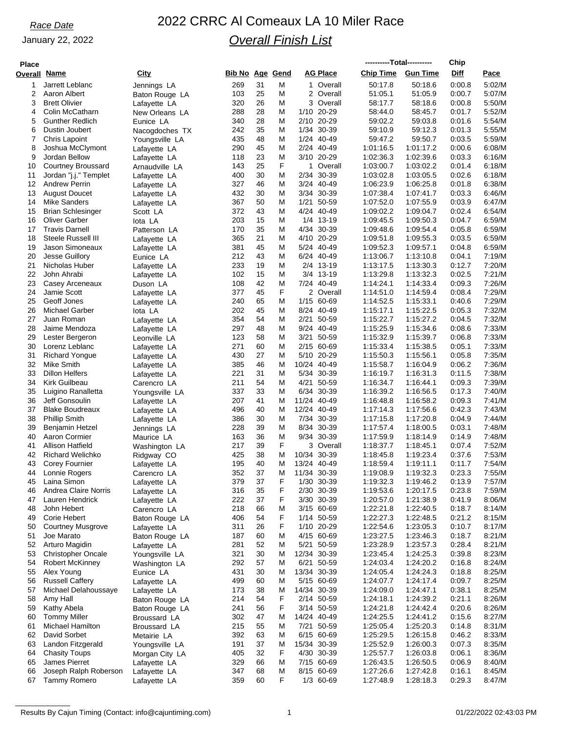*Race Date*

January 22, 2022

# 2022 CRRC Al Comeaux LA 10 Miler Race

## *Overall Finish List*

| Place Overall | Name | City | Bib No | Age | Gend | AG Place | Total Chip Time | Total Gun Time | Chip Diff | Pace |
|---|---|---|---|---|---|---|---|---|---|---|
| 1 | Jarrett Leblanc | Jennings LA | 269 | 31 | M | 1 Overall | 50:17.8 | 50:18.6 | 0:00.8 | 5:02/M |
| 2 | Aaron Albert | Baton Rouge LA | 103 | 25 | M | 2 Overall | 51:05.1 | 51:05.9 | 0:00.7 | 5:07/M |
| 3 | Brett Olivier | Lafayette LA | 320 | 26 | M | 3 Overall | 58:17.7 | 58:18.6 | 0:00.8 | 5:50/M |
| 4 | Colin McCatharn | New Orleans LA | 288 | 28 | M | 1/10 20-29 | 58:44.0 | 58:45.7 | 0:01.7 | 5:52/M |
| 5 | Gunther Redlich | Eunice LA | 340 | 28 | M | 2/10 20-29 | 59:02.2 | 59:03.8 | 0:01.6 | 5:54/M |
| 6 | Dustin Joubert | Nacogdoches TX | 242 | 35 | M | 1/34 30-39 | 59:10.9 | 59:12.3 | 0:01.3 | 5:55/M |
| 7 | Chris Lapoint | Youngsville LA | 435 | 48 | M | 1/24 40-49 | 59:47.2 | 59:50.7 | 0:03.5 | 5:59/M |
| 8 | Joshua McClymont | Lafayette LA | 290 | 45 | M | 2/24 40-49 | 1:01:16.5 | 1:01:17.2 | 0:00.6 | 6:08/M |
| 9 | Jordan Bellow | Lafayette LA | 118 | 23 | M | 3/10 20-29 | 1:02:36.3 | 1:02:39.6 | 0:03.3 | 6:16/M |
| 10 | Courtney Broussard | Arnaudville LA | 143 | 25 | F | 1 Overall | 1:03:00.7 | 1:03:02.2 | 0:01.4 | 6:18/M |
| 11 | Jordan "j.j." Templet | Lafayette LA | 400 | 30 | M | 2/34 30-39 | 1:03:02.8 | 1:03:05.5 | 0:02.6 | 6:18/M |
| 12 | Andrew Perrin | Lafayette LA | 327 | 46 | M | 3/24 40-49 | 1:06:23.9 | 1:06:25.8 | 0:01.8 | 6:38/M |
| 13 | August Doucet | Lafayette LA | 432 | 30 | M | 3/34 30-39 | 1:07:38.4 | 1:07:41.7 | 0:03.3 | 6:46/M |
| 14 | Mike Sanders | Lafayette LA | 367 | 50 | M | 1/21 50-59 | 1:07:52.0 | 1:07:55.9 | 0:03.9 | 6:47/M |
| 15 | Brian Schlesinger | Scott LA | 372 | 43 | M | 4/24 40-49 | 1:09:02.2 | 1:09:04.7 | 0:02.4 | 6:54/M |
| 16 | Oliver Garber | Iota LA | 203 | 15 | M | 1/4 13-19 | 1:09:45.5 | 1:09:50.3 | 0:04.7 | 6:59/M |
| 17 | Travis Darnell | Patterson LA | 170 | 35 | M | 4/34 30-39 | 1:09:48.6 | 1:09:54.4 | 0:05.8 | 6:59/M |
| 18 | Steele Russell III | Lafayette LA | 365 | 21 | M | 4/10 20-29 | 1:09:51.8 | 1:09:55.3 | 0:03.5 | 6:59/M |
| 19 | Jason Simoneaux | Lafayette LA | 381 | 45 | M | 5/24 40-49 | 1:09:52.3 | 1:09:57.1 | 0:04.8 | 6:59/M |
| 20 | Jesse Guillory | Eunice LA | 212 | 43 | M | 6/24 40-49 | 1:13:06.7 | 1:13:10.8 | 0:04.1 | 7:19/M |
| 21 | Nicholas Huber | Lafayette LA | 233 | 19 | M | 2/4 13-19 | 1:13:17.5 | 1:13:30.3 | 0:12.7 | 7:20/M |
| 22 | John Ahrabi | Lafayette LA | 102 | 15 | M | 3/4 13-19 | 1:13:29.8 | 1:13:32.3 | 0:02.5 | 7:21/M |
| 23 | Casey Arceneaux | Duson LA | 108 | 42 | M | 7/24 40-49 | 1:14:24.1 | 1:14:33.4 | 0:09.3 | 7:26/M |
| 24 | Jamie Scott | Lafayette LA | 377 | 45 | F | 2 Overall | 1:14:51.0 | 1:14:59.4 | 0:08.4 | 7:29/M |
| 25 | Geoff Jones | Lafayette LA | 240 | 65 | M | 1/15 60-69 | 1:14:52.5 | 1:15:33.1 | 0:40.6 | 7:29/M |
| 26 | Michael Garber | Iota LA | 202 | 45 | M | 8/24 40-49 | 1:15:17.1 | 1:15:22.5 | 0:05.3 | 7:32/M |
| 27 | Juan Roman | Lafayette LA | 354 | 54 | M | 2/21 50-59 | 1:15:22.7 | 1:15:27.2 | 0:04.5 | 7:32/M |
| 28 | Jaime Mendoza | Lafayette LA | 297 | 48 | M | 9/24 40-49 | 1:15:25.9 | 1:15:34.6 | 0:08.6 | 7:33/M |
| 29 | Lester Bergeron | Leonville LA | 123 | 58 | M | 3/21 50-59 | 1:15:32.9 | 1:15:39.7 | 0:06.8 | 7:33/M |
| 30 | Lorenz Leblanc | Lafayette LA | 271 | 60 | M | 2/15 60-69 | 1:15:33.4 | 1:15:38.5 | 0:05.1 | 7:33/M |
| 31 | Richard Yongue | Lafayette LA | 430 | 27 | M | 5/10 20-29 | 1:15:50.3 | 1:15:56.1 | 0:05.8 | 7:35/M |
| 32 | Mike Smith | Lafayette LA | 385 | 46 | M | 10/24 40-49 | 1:15:58.7 | 1:16:04.9 | 0:06.2 | 7:36/M |
| 33 | Dillon Helfers | Lafayette LA | 221 | 31 | M | 5/34 30-39 | 1:16:19.7 | 1:16:31.3 | 0:11.5 | 7:38/M |
| 34 | Kirk Guilbeau | Carencro LA | 211 | 54 | M | 4/21 50-59 | 1:16:34.7 | 1:16:44.1 | 0:09.3 | 7:39/M |
| 35 | Luigino Ranalletta | Youngsville LA | 337 | 33 | M | 6/34 30-39 | 1:16:39.2 | 1:16:56.5 | 0:17.3 | 7:40/M |
| 36 | Jeff Gonsoulin | Lafayette LA | 207 | 41 | M | 11/24 40-49 | 1:16:48.8 | 1:16:58.2 | 0:09.3 | 7:41/M |
| 37 | Blake Boudreaux | Lafayette LA | 496 | 40 | M | 12/24 40-49 | 1:17:14.3 | 1:17:56.6 | 0:42.3 | 7:43/M |
| 38 | Phillip Smith | Lafayette LA | 386 | 30 | M | 7/34 30-39 | 1:17:15.8 | 1:17:20.8 | 0:04.9 | 7:44/M |
| 39 | Benjamin Hetzel | Jennings LA | 228 | 39 | M | 8/34 30-39 | 1:17:57.4 | 1:18:00.5 | 0:03.1 | 7:48/M |
| 40 | Aaron Cormier | Maurice LA | 163 | 36 | M | 9/34 30-39 | 1:17:59.9 | 1:18:14.9 | 0:14.9 | 7:48/M |
| 41 | Allison Hatfield | Washington LA | 217 | 39 | F | 3 Overall | 1:18:37.7 | 1:18:45.1 | 0:07.4 | 7:52/M |
| 42 | Richard Welichko | Ridgway CO | 425 | 38 | M | 10/34 30-39 | 1:18:45.8 | 1:19:23.4 | 0:37.6 | 7:53/M |
| 43 | Corey Fournier | Lafayette LA | 195 | 40 | M | 13/24 40-49 | 1:18:59.4 | 1:19:11.1 | 0:11.7 | 7:54/M |
| 44 | Lonnie Rogers | Carencro LA | 352 | 37 | M | 11/34 30-39 | 1:19:08.9 | 1:19:32.3 | 0:23.3 | 7:55/M |
| 45 | Laina Simon | Lafayette LA | 379 | 37 | F | 1/30 30-39 | 1:19:32.3 | 1:19:46.2 | 0:13.9 | 7:57/M |
| 46 | Andrea Claire Norris | Lafayette LA | 316 | 35 | F | 2/30 30-39 | 1:19:53.6 | 1:20:17.5 | 0:23.8 | 7:59/M |
| 47 | Lauren Hendrick | Lafayette LA | 222 | 37 | F | 3/30 30-39 | 1:20:57.0 | 1:21:38.9 | 0:41.9 | 8:06/M |
| 48 | John Hebert | Carencro LA | 218 | 66 | M | 3/15 60-69 | 1:22:21.8 | 1:22:40.5 | 0:18.7 | 8:14/M |
| 49 | Corie Hebert | Baton Rouge LA | 406 | 54 | F | 1/14 50-59 | 1:22:27.3 | 1:22:48.5 | 0:21.2 | 8:15/M |
| 50 | Courtney Musgrove | Lafayette LA | 311 | 26 | F | 1/10 20-29 | 1:22:54.6 | 1:23:05.3 | 0:10.7 | 8:17/M |
| 51 | Joe Marato | Baton Rouge LA | 187 | 60 | M | 4/15 60-69 | 1:23:27.5 | 1:23:46.3 | 0:18.7 | 8:21/M |
| 52 | Arturo Magidin | Lafayette LA | 281 | 52 | M | 5/21 50-59 | 1:23:28.9 | 1:23:57.3 | 0:28.4 | 8:21/M |
| 53 | Christopher Oncale | Youngsville LA | 321 | 30 | M | 12/34 30-39 | 1:23:45.4 | 1:24:25.3 | 0:39.8 | 8:23/M |
| 54 | Robert McKinney | Washington LA | 292 | 57 | M | 6/21 50-59 | 1:24:03.4 | 1:24:20.2 | 0:16.8 | 8:24/M |
| 55 | Alex Young | Eunice LA | 431 | 30 | M | 13/34 30-39 | 1:24:05.4 | 1:24:24.3 | 0:18.8 | 8:25/M |
| 56 | Russell Caffery | Lafayette LA | 499 | 60 | M | 5/15 60-69 | 1:24:07.7 | 1:24:17.4 | 0:09.7 | 8:25/M |
| 57 | Michael Delahoussaye | Lafayette LA | 173 | 38 | M | 14/34 30-39 | 1:24:09.0 | 1:24:47.1 | 0:38.1 | 8:25/M |
| 58 | Amy Hall | Baton Rouge LA | 214 | 54 | F | 2/14 50-59 | 1:24:18.1 | 1:24:39.2 | 0:21.1 | 8:26/M |
| 59 | Kathy Abela | Baton Rouge LA | 241 | 56 | F | 3/14 50-59 | 1:24:21.8 | 1:24:42.4 | 0:20.6 | 8:26/M |
| 60 | Tommy Miller | Broussard LA | 302 | 47 | M | 14/24 40-49 | 1:24:25.5 | 1:24:41.2 | 0:15.6 | 8:27/M |
| 61 | Michael Hamilton | Broussard LA | 215 | 55 | M | 7/21 50-59 | 1:25:05.4 | 1:25:20.3 | 0:14.8 | 8:31/M |
| 62 | David Sorbet | Metairie LA | 392 | 63 | M | 6/15 60-69 | 1:25:29.5 | 1:26:15.8 | 0:46.2 | 8:33/M |
| 63 | Landon Fitzgerald | Youngsville LA | 191 | 37 | M | 15/34 30-39 | 1:25:52.9 | 1:26:00.3 | 0:07.3 | 8:35/M |
| 64 | Chasity Toups | Morgan City LA | 405 | 32 | F | 4/30 30-39 | 1:25:57.7 | 1:26:03.8 | 0:06.1 | 8:36/M |
| 65 | James Pierret | Lafayette LA | 329 | 66 | M | 7/15 60-69 | 1:26:43.5 | 1:26:50.5 | 0:06.9 | 8:40/M |
| 66 | Joseph Ralph Roberson | Lafayette LA | 347 | 68 | M | 8/15 60-69 | 1:27:26.6 | 1:27:42.8 | 0:16.1 | 8:45/M |
| 67 | Tammy Romero | Lafayette LA | 359 | 60 | F | 1/3 60-69 | 1:27:48.9 | 1:28:18.3 | 0:29.3 | 8:47/M |

Results By Cajun Timing (Contact: info@cajuntiming.com) 01/22/2022 02:43:03 PM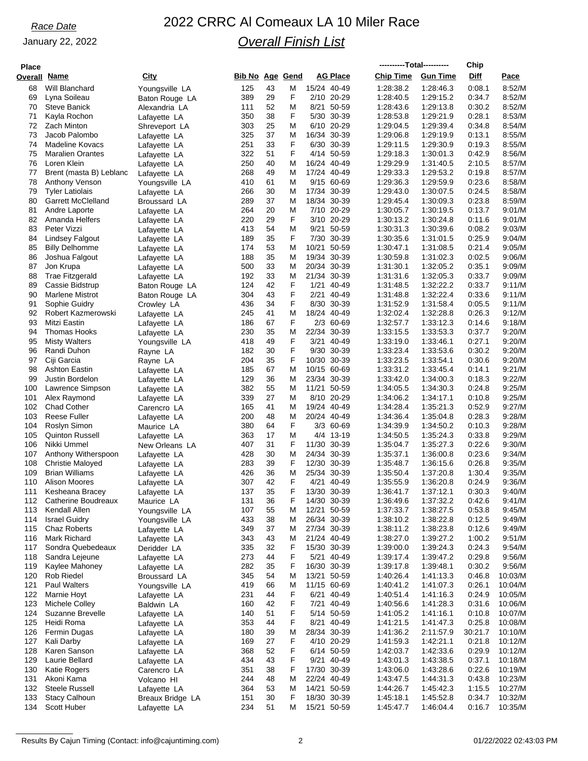*Race Date*

January 22, 2022

# 2022 CRRC Al Comeaux LA 10 Miler Race

## *Overall Finish List*

| Place Overall | Name | City | Bib No | Age | Gend | AG Place | | Total Chip Time | Total Gun Time | Chip Diff | Pace |
|---|---|---|---|---|---|---|---|---|---|---|---|
| 68 | Will Blanchard | Youngsville LA | 125 | 43 | M | 15/24 | 40-49 | 1:28:38.2 | 1:28:46.3 | 0:08.1 | 8:52/M |
| 69 | Lyna Soileau | Baton Rouge LA | 389 | 29 | F | 2/10 | 20-29 | 1:28:40.5 | 1:29:15.2 | 0:34.7 | 8:52/M |
| 70 | Steve Banick | Alexandria LA | 111 | 52 | M | 8/21 | 50-59 | 1:28:43.6 | 1:29:13.8 | 0:30.2 | 8:52/M |
| 71 | Kayla Rochon | Lafayette LA | 350 | 38 | F | 5/30 | 30-39 | 1:28:53.8 | 1:29:21.9 | 0:28.1 | 8:53/M |
| 72 | Zach Minton | Shreveport LA | 303 | 25 | M | 6/10 | 20-29 | 1:29:04.5 | 1:29:39.4 | 0:34.8 | 8:54/M |
| 73 | Jacob Palombo | Lafayette LA | 325 | 37 | M | 16/34 | 30-39 | 1:29:06.8 | 1:29:19.9 | 0:13.1 | 8:55/M |
| 74 | Madeline Kovacs | Lafayette LA | 251 | 33 | F | 6/30 | 30-39 | 1:29:11.5 | 1:29:30.9 | 0:19.3 | 8:55/M |
| 75 | Maralien Orantes | Lafayette LA | 322 | 51 | F | 4/14 | 50-59 | 1:29:18.3 | 1:30:01.3 | 0:42.9 | 8:56/M |
| 76 | Loren Klein | Lafayette LA | 250 | 40 | M | 16/24 | 40-49 | 1:29:29.9 | 1:31:40.5 | 2:10.5 | 8:57/M |
| 77 | Brent (masta B) Leblanc | Lafayette LA | 268 | 49 | M | 17/24 | 40-49 | 1:29:33.3 | 1:29:53.2 | 0:19.8 | 8:57/M |
| 78 | Anthony Venson | Youngsville LA | 410 | 61 | M | 9/15 | 60-69 | 1:29:36.3 | 1:29:59.9 | 0:23.6 | 8:58/M |
| 79 | Tyler Latiolais | Lafayette LA | 266 | 30 | M | 17/34 | 30-39 | 1:29:43.0 | 1:30:07.5 | 0:24.5 | 8:58/M |
| 80 | Garrett McClelland | Broussard LA | 289 | 37 | M | 18/34 | 30-39 | 1:29:45.4 | 1:30:09.3 | 0:23.8 | 8:59/M |
| 81 | Andre Laporte | Lafayette LA | 264 | 20 | M | 7/10 | 20-29 | 1:30:05.7 | 1:30:19.5 | 0:13.7 | 9:01/M |
| 82 | Amanda Helfers | Lafayette LA | 220 | 29 | F | 3/10 | 20-29 | 1:30:13.2 | 1:30:24.8 | 0:11.6 | 9:01/M |
| 83 | Peter Vizzi | Lafayette LA | 413 | 54 | M | 9/21 | 50-59 | 1:30:31.3 | 1:30:39.6 | 0:08.2 | 9:03/M |
| 84 | Lindsey Falgout | Lafayette LA | 189 | 35 | F | 7/30 | 30-39 | 1:30:35.6 | 1:31:01.5 | 0:25.9 | 9:04/M |
| 85 | Billy Delhomme | Lafayette LA | 174 | 53 | M | 10/21 | 50-59 | 1:30:47.1 | 1:31:08.5 | 0:21.4 | 9:05/M |
| 86 | Joshua Falgout | Lafayette LA | 188 | 35 | M | 19/34 | 30-39 | 1:30:59.8 | 1:31:02.3 | 0:02.5 | 9:06/M |
| 87 | Jon Krupa | Lafayette LA | 500 | 33 | M | 20/34 | 30-39 | 1:31:30.1 | 1:32:05.2 | 0:35.1 | 9:09/M |
| 88 | Trae Fitzgerald | Lafayette LA | 192 | 33 | M | 21/34 | 30-39 | 1:31:31.6 | 1:32:05.3 | 0:33.7 | 9:09/M |
| 89 | Cassie Bidstrup | Baton Rouge LA | 124 | 42 | F | 1/21 | 40-49 | 1:31:48.5 | 1:32:22.2 | 0:33.7 | 9:11/M |
| 90 | Marlene Mistrot | Baton Rouge LA | 304 | 43 | F | 2/21 | 40-49 | 1:31:48.8 | 1:32:22.4 | 0:33.6 | 9:11/M |
| 91 | Sophie Guidry | Crowley LA | 436 | 34 | F | 8/30 | 30-39 | 1:31:52.9 | 1:31:58.4 | 0:05.5 | 9:11/M |
| 92 | Robert Kazmerowski | Lafayette LA | 245 | 41 | M | 18/24 | 40-49 | 1:32:02.4 | 1:32:28.8 | 0:26.3 | 9:12/M |
| 93 | Mitzi Eastin | Lafayette LA | 186 | 67 | F | 2/3 | 60-69 | 1:32:57.7 | 1:33:12.3 | 0:14.6 | 9:18/M |
| 94 | Thomas Hooks | Lafayette LA | 230 | 35 | M | 22/34 | 30-39 | 1:33:15.5 | 1:33:53.3 | 0:37.7 | 9:20/M |
| 95 | Misty Walters | Youngsville LA | 418 | 49 | F | 3/21 | 40-49 | 1:33:19.0 | 1:33:46.1 | 0:27.1 | 9:20/M |
| 96 | Randi Duhon | Rayne LA | 182 | 30 | F | 9/30 | 30-39 | 1:33:23.4 | 1:33:53.6 | 0:30.2 | 9:20/M |
| 97 | Ciji Garcia | Rayne LA | 204 | 35 | F | 10/30 | 30-39 | 1:33:23.5 | 1:33:54.1 | 0:30.6 | 9:20/M |
| 98 | Ashton Eastin | Lafayette LA | 185 | 67 | M | 10/15 | 60-69 | 1:33:31.2 | 1:33:45.4 | 0:14.1 | 9:21/M |
| 99 | Justin Bordelon | Lafayette LA | 129 | 36 | M | 23/34 | 30-39 | 1:33:42.0 | 1:34:00.3 | 0:18.3 | 9:22/M |
| 100 | Lawrence Simpson | Lafayette LA | 382 | 55 | M | 11/21 | 50-59 | 1:34:05.5 | 1:34:30.3 | 0:24.8 | 9:25/M |
| 101 | Alex Raymond | Lafayette LA | 339 | 27 | M | 8/10 | 20-29 | 1:34:06.2 | 1:34:17.1 | 0:10.8 | 9:25/M |
| 102 | Chad Cother | Carencro LA | 165 | 41 | M | 19/24 | 40-49 | 1:34:28.4 | 1:35:21.3 | 0:52.9 | 9:27/M |
| 103 | Reese Fuller | Lafayette LA | 200 | 48 | M | 20/24 | 40-49 | 1:34:36.4 | 1:35:04.8 | 0:28.3 | 9:28/M |
| 104 | Roslyn Simon | Maurice LA | 380 | 64 | F | 3/3 | 60-69 | 1:34:39.9 | 1:34:50.2 | 0:10.3 | 9:28/M |
| 105 | Quinton Russell | Lafayette LA | 363 | 17 | M | 4/4 | 13-19 | 1:34:50.5 | 1:35:24.3 | 0:33.8 | 9:29/M |
| 106 | Nikki Ummel | New Orleans LA | 407 | 31 | F | 11/30 | 30-39 | 1:35:04.7 | 1:35:27.3 | 0:22.6 | 9:30/M |
| 107 | Anthony Witherspoon | Lafayette LA | 428 | 30 | M | 24/34 | 30-39 | 1:35:37.1 | 1:36:00.8 | 0:23.6 | 9:34/M |
| 108 | Christie Maloyed | Lafayette LA | 283 | 39 | F | 12/30 | 30-39 | 1:35:48.7 | 1:36:15.6 | 0:26.8 | 9:35/M |
| 109 | Brian Williams | Lafayette LA | 426 | 36 | M | 25/34 | 30-39 | 1:35:50.4 | 1:37:20.8 | 1:30.4 | 9:35/M |
| 110 | Alison Moores | Lafayette LA | 307 | 42 | F | 4/21 | 40-49 | 1:35:55.9 | 1:36:20.8 | 0:24.9 | 9:36/M |
| 111 | Kesheana Bracey | Lafayette LA | 137 | 35 | F | 13/30 | 30-39 | 1:36:41.7 | 1:37:12.1 | 0:30.3 | 9:40/M |
| 112 | Catherine Boudreaux | Maurice LA | 131 | 36 | F | 14/30 | 30-39 | 1:36:49.6 | 1:37:32.2 | 0:42.6 | 9:41/M |
| 113 | Kendall Allen | Youngsville LA | 107 | 55 | M | 12/21 | 50-59 | 1:37:33.7 | 1:38:27.5 | 0:53.8 | 9:45/M |
| 114 | Israel Guidry | Youngsville LA | 433 | 38 | M | 26/34 | 30-39 | 1:38:10.2 | 1:38:22.8 | 0:12.5 | 9:49/M |
| 115 | Chaz Roberts | Lafayette LA | 349 | 37 | M | 27/34 | 30-39 | 1:38:11.2 | 1:38:23.8 | 0:12.6 | 9:49/M |
| 116 | Mark Richard | Lafayette LA | 343 | 43 | M | 21/24 | 40-49 | 1:38:27.0 | 1:39:27.2 | 1:00.2 | 9:51/M |
| 117 | Sondra Quebedeaux | Deridder LA | 335 | 32 | F | 15/30 | 30-39 | 1:39:00.0 | 1:39:24.3 | 0:24.3 | 9:54/M |
| 118 | Sandra Lejeune | Lafayette LA | 273 | 44 | F | 5/21 | 40-49 | 1:39:17.4 | 1:39:47.2 | 0:29.8 | 9:56/M |
| 119 | Kaylee Mahoney | Lafayette LA | 282 | 35 | F | 16/30 | 30-39 | 1:39:17.8 | 1:39:48.1 | 0:30.2 | 9:56/M |
| 120 | Rob Riedel | Broussard LA | 345 | 54 | M | 13/21 | 50-59 | 1:40:26.4 | 1:41:13.3 | 0:46.8 | 10:03/M |
| 121 | Paul Walters | Youngsville LA | 419 | 66 | M | 11/15 | 60-69 | 1:40:41.2 | 1:41:07.3 | 0:26.1 | 10:04/M |
| 122 | Marnie Hoyt | Lafayette LA | 231 | 44 | F | 6/21 | 40-49 | 1:40:51.4 | 1:41:16.3 | 0:24.9 | 10:05/M |
| 123 | Michele Colley | Baldwin LA | 160 | 42 | F | 7/21 | 40-49 | 1:40:56.6 | 1:41:28.3 | 0:31.6 | 10:06/M |
| 124 | Suzanne Brevelle | Lafayette LA | 140 | 51 | F | 5/14 | 50-59 | 1:41:05.2 | 1:41:16.1 | 0:10.8 | 10:07/M |
| 125 | Heidi Roma | Lafayette LA | 353 | 44 | F | 8/21 | 40-49 | 1:41:21.5 | 1:41:47.3 | 0:25.8 | 10:08/M |
| 126 | Fermin Dugas | Lafayette LA | 180 | 39 | M | 28/34 | 30-39 | 1:41:36.2 | 2:11:57.9 | 30:21.7 | 10:10/M |
| 127 | Kali Darby | Lafayette LA | 169 | 27 | F | 4/10 | 20-29 | 1:41:59.3 | 1:42:21.1 | 0:21.8 | 10:12/M |
| 128 | Karen Sanson | Lafayette LA | 368 | 52 | F | 6/14 | 50-59 | 1:42:03.7 | 1:42:33.6 | 0:29.9 | 10:12/M |
| 129 | Laurie Bellard | Lafayette LA | 434 | 43 | F | 9/21 | 40-49 | 1:43:01.3 | 1:43:38.5 | 0:37.1 | 10:18/M |
| 130 | Katie Rogers | Carencro LA | 351 | 38 | F | 17/30 | 30-39 | 1:43:06.0 | 1:43:28.6 | 0:22.6 | 10:19/M |
| 131 | Akoni Kama | Volcano HI | 244 | 48 | M | 22/24 | 40-49 | 1:43:47.5 | 1:44:31.3 | 0:43.8 | 10:23/M |
| 132 | Steele Russell | Lafayette LA | 364 | 53 | M | 14/21 | 50-59 | 1:44:26.7 | 1:45:42.3 | 1:15.5 | 10:27/M |
| 133 | Stacy Calhoun | Breaux Bridge LA | 151 | 30 | F | 18/30 | 30-39 | 1:45:18.1 | 1:45:52.8 | 0:34.7 | 10:32/M |
| 134 | Scott Huber | Lafayette LA | 234 | 51 | M | 15/21 | 50-59 | 1:45:47.7 | 1:46:04.4 | 0:16.7 | 10:35/M |

Results By Cajun Timing (Contact: info@cajuntiming.com) 01/22/2022 02:43:03 PM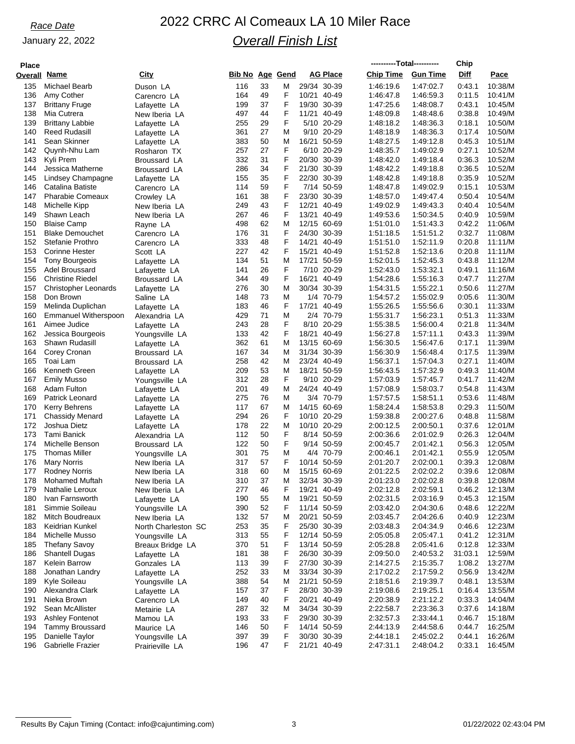*Race Date*

January 22, 2022

# 2022 CRRC Al Comeaux LA 10 Miler Race

## *Overall Finish List*

| Place Overall | Name | City | Bib No | Age | Gend | AG Place | | Total Chip Time | Total Gun Time | Chip Diff | Pace |
|---|---|---|---|---|---|---|---|---|---|---|---|
| 135 | Michael Bearb | Duson LA | 116 | 33 | M | 29/34 | 30-39 | 1:46:19.6 | 1:47:02.7 | 0:43.1 | 10:38/M |
| 136 | Amy Cother | Carencro LA | 164 | 49 | F | 10/21 | 40-49 | 1:46:47.8 | 1:46:59.3 | 0:11.5 | 10:41/M |
| 137 | Brittany Fruge | Lafayette LA | 199 | 37 | F | 19/30 | 30-39 | 1:47:25.6 | 1:48:08.7 | 0:43.1 | 10:45/M |
| 138 | Mia Cutrera | New Iberia LA | 497 | 44 | F | 11/21 | 40-49 | 1:48:09.8 | 1:48:48.6 | 0:38.8 | 10:49/M |
| 139 | Brittany Labbie | Lafayette LA | 255 | 29 | F | 5/10 | 20-29 | 1:48:18.2 | 1:48:36.3 | 0:18.1 | 10:50/M |
| 140 | Reed Rudasill | Lafayette LA | 361 | 27 | M | 9/10 | 20-29 | 1:48:18.9 | 1:48:36.3 | 0:17.4 | 10:50/M |
| 141 | Sean Skinner | Lafayette LA | 383 | 50 | M | 16/21 | 50-59 | 1:48:27.5 | 1:49:12.8 | 0:45.3 | 10:51/M |
| 142 | Quynh-Nhu Lam | Rosharon TX | 257 | 27 | F | 6/10 | 20-29 | 1:48:35.7 | 1:49:02.9 | 0:27.1 | 10:52/M |
| 143 | Kyli Prem | Broussard LA | 332 | 31 | F | 20/30 | 30-39 | 1:48:42.0 | 1:49:18.4 | 0:36.3 | 10:52/M |
| 144 | Jessica Matherne | Broussard LA | 286 | 34 | F | 21/30 | 30-39 | 1:48:42.2 | 1:49:18.8 | 0:36.5 | 10:52/M |
| 145 | Lindsey Champagne | Lafayette LA | 155 | 35 | F | 22/30 | 30-39 | 1:48:42.8 | 1:49:18.8 | 0:35.9 | 10:52/M |
| 146 | Catalina Batiste | Carencro LA | 114 | 59 | F | 7/14 | 50-59 | 1:48:47.8 | 1:49:02.9 | 0:15.1 | 10:53/M |
| 147 | Pharabie Comeaux | Crowley LA | 161 | 38 | F | 23/30 | 30-39 | 1:48:57.0 | 1:49:47.4 | 0:50.4 | 10:54/M |
| 148 | Michelle Kipp | New Iberia LA | 249 | 43 | F | 12/21 | 40-49 | 1:49:02.9 | 1:49:43.3 | 0:40.4 | 10:54/M |
| 149 | Shawn Leach | New Iberia LA | 267 | 46 | F | 13/21 | 40-49 | 1:49:53.6 | 1:50:34.5 | 0:40.9 | 10:59/M |
| 150 | Blaise Camp | Rayne LA | 498 | 62 | M | 12/15 | 60-69 | 1:51:01.0 | 1:51:43.3 | 0:42.2 | 11:06/M |
| 151 | Blake Demouchet | Carencro LA | 176 | 31 | F | 24/30 | 30-39 | 1:51:18.5 | 1:51:51.2 | 0:32.7 | 11:08/M |
| 152 | Stefanie Prothro | Carencro LA | 333 | 48 | F | 14/21 | 40-49 | 1:51:51.0 | 1:52:11.9 | 0:20.8 | 11:11/M |
| 153 | Corinne Hester | Scott LA | 227 | 42 | F | 15/21 | 40-49 | 1:51:52.8 | 1:52:13.6 | 0:20.8 | 11:11/M |
| 154 | Tony Bourgeois | Lafayette LA | 134 | 51 | M | 17/21 | 50-59 | 1:52:01.5 | 1:52:45.3 | 0:43.8 | 11:12/M |
| 155 | Adel Broussard | Lafayette LA | 141 | 26 | F | 7/10 | 20-29 | 1:52:43.0 | 1:53:32.1 | 0:49.1 | 11:16/M |
| 156 | Christine Riedel | Broussard LA | 344 | 49 | F | 16/21 | 40-49 | 1:54:28.6 | 1:55:16.3 | 0:47.7 | 11:27/M |
| 157 | Christopher Leonards | Lafayette LA | 276 | 30 | M | 30/34 | 30-39 | 1:54:31.5 | 1:55:22.1 | 0:50.6 | 11:27/M |
| 158 | Don Brown | Saline LA | 148 | 73 | M | 1/4 | 70-79 | 1:54:57.2 | 1:55:02.9 | 0:05.6 | 11:30/M |
| 159 | Melinda Duplichan | Lafayette LA | 183 | 46 | F | 17/21 | 40-49 | 1:55:26.5 | 1:55:56.6 | 0:30.1 | 11:33/M |
| 160 | Emmanuel Witherspoon | Alexandria LA | 429 | 71 | M | 2/4 | 70-79 | 1:55:31.7 | 1:56:23.1 | 0:51.3 | 11:33/M |
| 161 | Aimee Judice | Lafayette LA | 243 | 28 | F | 8/10 | 20-29 | 1:55:38.5 | 1:56:00.4 | 0:21.8 | 11:34/M |
| 162 | Jessica Bourgeois | Youngsville LA | 133 | 42 | F | 18/21 | 40-49 | 1:56:27.8 | 1:57:11.1 | 0:43.3 | 11:39/M |
| 163 | Shawn Rudasill | Lafayette LA | 362 | 61 | M | 13/15 | 60-69 | 1:56:30.5 | 1:56:47.6 | 0:17.1 | 11:39/M |
| 164 | Corey Cronan | Broussard LA | 167 | 34 | M | 31/34 | 30-39 | 1:56:30.9 | 1:56:48.4 | 0:17.5 | 11:39/M |
| 165 | Toai Lam | Broussard LA | 258 | 42 | M | 23/24 | 40-49 | 1:56:37.1 | 1:57:04.3 | 0:27.1 | 11:40/M |
| 166 | Kenneth Green | Lafayette LA | 209 | 53 | M | 18/21 | 50-59 | 1:56:43.5 | 1:57:32.9 | 0:49.3 | 11:40/M |
| 167 | Emily Musso | Youngsville LA | 312 | 28 | F | 9/10 | 20-29 | 1:57:03.9 | 1:57:45.7 | 0:41.7 | 11:42/M |
| 168 | Adam Fulton | Lafayette LA | 201 | 49 | M | 24/24 | 40-49 | 1:57:08.9 | 1:58:03.7 | 0:54.8 | 11:43/M |
| 169 | Patrick Leonard | Lafayette LA | 275 | 76 | M | 3/4 | 70-79 | 1:57:57.5 | 1:58:51.1 | 0:53.6 | 11:48/M |
| 170 | Kerry Behrens | Lafayette LA | 117 | 67 | M | 14/15 | 60-69 | 1:58:24.4 | 1:58:53.8 | 0:29.3 | 11:50/M |
| 171 | Chassidy Menard | Lafayette LA | 294 | 26 | F | 10/10 | 20-29 | 1:59:38.8 | 2:00:27.6 | 0:48.8 | 11:58/M |
| 172 | Joshua Dietz | Lafayette LA | 178 | 22 | M | 10/10 | 20-29 | 2:00:12.5 | 2:00:50.1 | 0:37.6 | 12:01/M |
| 173 | Tami Banick | Alexandria LA | 112 | 50 | F | 8/14 | 50-59 | 2:00:36.6 | 2:01:02.9 | 0:26.3 | 12:04/M |
| 174 | Michelle Benson | Broussard LA | 122 | 50 | F | 9/14 | 50-59 | 2:00:45.7 | 2:01:42.1 | 0:56.3 | 12:05/M |
| 175 | Thomas Miller | Youngsville LA | 301 | 75 | M | 4/4 | 70-79 | 2:00:46.1 | 2:01:42.1 | 0:55.9 | 12:05/M |
| 176 | Mary Norris | New Iberia LA | 317 | 57 | F | 10/14 | 50-59 | 2:01:20.7 | 2:02:00.1 | 0:39.3 | 12:08/M |
| 177 | Rodney Norris | New Iberia LA | 318 | 60 | M | 15/15 | 60-69 | 2:01:22.5 | 2:02:02.2 | 0:39.6 | 12:08/M |
| 178 | Mohamed Muftah | New Iberia LA | 310 | 37 | M | 32/34 | 30-39 | 2:01:23.0 | 2:02:02.8 | 0:39.8 | 12:08/M |
| 179 | Nathalie Leroux | New Iberia LA | 277 | 46 | F | 19/21 | 40-49 | 2:02:12.8 | 2:02:59.1 | 0:46.2 | 12:13/M |
| 180 | Ivan Farnsworth | Lafayette LA | 190 | 55 | M | 19/21 | 50-59 | 2:02:31.5 | 2:03:16.9 | 0:45.3 | 12:15/M |
| 181 | Simmie Soileau | Youngsville LA | 390 | 52 | F | 11/14 | 50-59 | 2:03:42.0 | 2:04:30.6 | 0:48.6 | 12:22/M |
| 182 | Mitch Boudreaux | New Iberia LA | 132 | 57 | M | 20/21 | 50-59 | 2:03:45.7 | 2:04:26.6 | 0:40.9 | 12:23/M |
| 183 | Keidrian Kunkel | North Charleston SC | 253 | 35 | F | 25/30 | 30-39 | 2:03:48.3 | 2:04:34.9 | 0:46.6 | 12:23/M |
| 184 | Michelle Musso | Youngsville LA | 313 | 55 | F | 12/14 | 50-59 | 2:05:05.8 | 2:05:47.1 | 0:41.2 | 12:31/M |
| 185 | Thefany Savoy | Breaux Bridge LA | 370 | 51 | F | 13/14 | 50-59 | 2:05:28.8 | 2:05:41.6 | 0:12.8 | 12:33/M |
| 186 | Shantell Dugas | Lafayette LA | 181 | 38 | F | 26/30 | 30-39 | 2:09:50.0 | 2:40:53.2 | 31:03.1 | 12:59/M |
| 187 | Kelein Barrow | Gonzales LA | 113 | 39 | F | 27/30 | 30-39 | 2:14:27.5 | 2:15:35.7 | 1:08.2 | 13:27/M |
| 188 | Jonathan Landry | Lafayette LA | 252 | 33 | M | 33/34 | 30-39 | 2:17:02.2 | 2:17:59.2 | 0:56.9 | 13:42/M |
| 189 | Kyle Soileau | Youngsville LA | 388 | 54 | M | 21/21 | 50-59 | 2:18:51.6 | 2:19:39.7 | 0:48.1 | 13:53/M |
| 190 | Alexandra Clark | Lafayette LA | 157 | 37 | F | 28/30 | 30-39 | 2:19:08.6 | 2:19:25.1 | 0:16.4 | 13:55/M |
| 191 | Nieka Brown | Carencro LA | 149 | 40 | F | 20/21 | 40-49 | 2:20:38.9 | 2:21:12.2 | 0:33.3 | 14:04/M |
| 192 | Sean McAllister | Metairie LA | 287 | 32 | M | 34/34 | 30-39 | 2:22:58.7 | 2:23:36.3 | 0:37.6 | 14:18/M |
| 193 | Ashley Fontenot | Mamou LA | 193 | 33 | F | 29/30 | 30-39 | 2:32:57.3 | 2:33:44.1 | 0:46.7 | 15:18/M |
| 194 | Tammy Broussard | Maurice LA | 146 | 50 | F | 14/14 | 50-59 | 2:44:13.9 | 2:44:58.6 | 0:44.7 | 16:25/M |
| 195 | Danielle Taylor | Youngsville LA | 397 | 39 | F | 30/30 | 30-39 | 2:44:18.1 | 2:45:02.2 | 0:44.1 | 16:26/M |
| 196 | Gabrielle Frazier | Prairieville LA | 196 | 47 | F | 21/21 | 40-49 | 2:47:31.1 | 2:48:04.2 | 0:33.1 | 16:45/M |

Results By Cajun Timing (Contact: info@cajuntiming.com) — 01/22/2022 02:43:04 PM